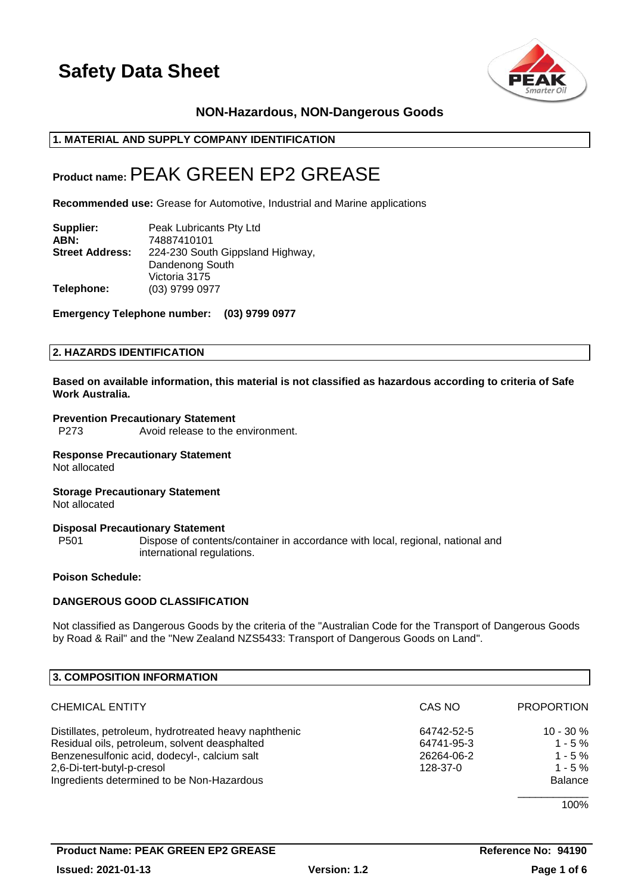# Safety Data Sheet

**NON-Hazardous, NON-Dangerous Goods**

## 1. MATERIAL AND SUPPLY COMPANY IDENTIFICATION

**Product name:** PEAK GREEN EP2 GREASE

**Recommended use:** Grease for Automotive, Industrial and Marine applications

| | |
|---|---|
| **Supplier:** | Peak Lubricants Pty Ltd |
| **ABN:** | 74887410101 |
| **Street Address:** | 224-230 South Gippsland Highway, Dandenong South Victoria 3175 |
| **Telephone:** | (03) 9799 0977 |

**Emergency Telephone number: (03) 9799 0977**

## 2. HAZARDS IDENTIFICATION

**Based on available information, this material is not classified as hazardous according to criteria of Safe Work Australia.**

**Prevention Precautionary Statement**

P273 Avoid release to the environment.

**Response Precautionary Statement**

Not allocated

**Storage Precautionary Statement**

Not allocated

**Disposal Precautionary Statement**

P501 Dispose of contents/container in accordance with local, regional, national and international regulations.

**Poison Schedule:**

**DANGEROUS GOOD CLASSIFICATION**

Not classified as Dangerous Goods by the criteria of the "Australian Code for the Transport of Dangerous Goods by Road & Rail" and the "New Zealand NZS5433: Transport of Dangerous Goods on Land".

## 3. COMPOSITION INFORMATION

| CHEMICAL ENTITY | CAS NO | PROPORTION |
|---|---|---|
| Distillates, petroleum, hydrotreated heavy naphthenic | 64742-52-5 | 10 - 30 % |
| Residual oils, petroleum, solvent deasphalted | 64741-95-3 | 1 - 5 % |
| Benzenesulfonic acid, dodecyl-, calcium salt | 26264-06-2 | 1 - 5 % |
| 2,6-Di-tert-butyl-p-cresol | 128-37-0 | 1 - 5 % |
| Ingredients determined to be Non-Hazardous | | Balance |
| | | 100% |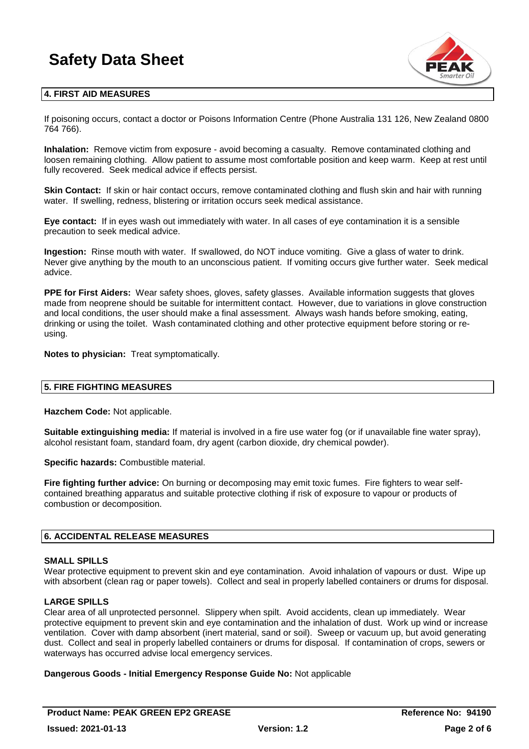## 4. FIRST AID MEASURES

If poisoning occurs, contact a doctor or Poisons Information Centre (Phone Australia 131 126, New Zealand 0800 764 766).

**Inhalation:** Remove victim from exposure - avoid becoming a casualty. Remove contaminated clothing and loosen remaining clothing. Allow patient to assume most comfortable position and keep warm. Keep at rest until fully recovered. Seek medical advice if effects persist.

**Skin Contact:** If skin or hair contact occurs, remove contaminated clothing and flush skin and hair with running water. If swelling, redness, blistering or irritation occurs seek medical assistance.

**Eye contact:** If in eyes wash out immediately with water. In all cases of eye contamination it is a sensible precaution to seek medical advice.

**Ingestion:** Rinse mouth with water. If swallowed, do NOT induce vomiting. Give a glass of water to drink. Never give anything by the mouth to an unconscious patient. If vomiting occurs give further water. Seek medical advice.

**PPE for First Aiders:** Wear safety shoes, gloves, safety glasses. Available information suggests that gloves made from neoprene should be suitable for intermittent contact. However, due to variations in glove construction and local conditions, the user should make a final assessment. Always wash hands before smoking, eating, drinking or using the toilet. Wash contaminated clothing and other protective equipment before storing or re-using.

**Notes to physician:** Treat symptomatically.

## 5. FIRE FIGHTING MEASURES

**Hazchem Code:** Not applicable.

**Suitable extinguishing media:** If material is involved in a fire use water fog (or if unavailable fine water spray), alcohol resistant foam, standard foam, dry agent (carbon dioxide, dry chemical powder).

**Specific hazards:** Combustible material.

**Fire fighting further advice:** On burning or decomposing may emit toxic fumes. Fire fighters to wear self-contained breathing apparatus and suitable protective clothing if risk of exposure to vapour or products of combustion or decomposition.

## 6. ACCIDENTAL RELEASE MEASURES

### SMALL SPILLS

Wear protective equipment to prevent skin and eye contamination. Avoid inhalation of vapours or dust. Wipe up with absorbent (clean rag or paper towels). Collect and seal in properly labelled containers or drums for disposal.

### LARGE SPILLS

Clear area of all unprotected personnel. Slippery when spilt. Avoid accidents, clean up immediately. Wear protective equipment to prevent skin and eye contamination and the inhalation of dust. Work up wind or increase ventilation. Cover with damp absorbent (inert material, sand or soil). Sweep or vacuum up, but avoid generating dust. Collect and seal in properly labelled containers or drums for disposal. If contamination of crops, sewers or waterways has occurred advise local emergency services.

**Dangerous Goods - Initial Emergency Response Guide No:** Not applicable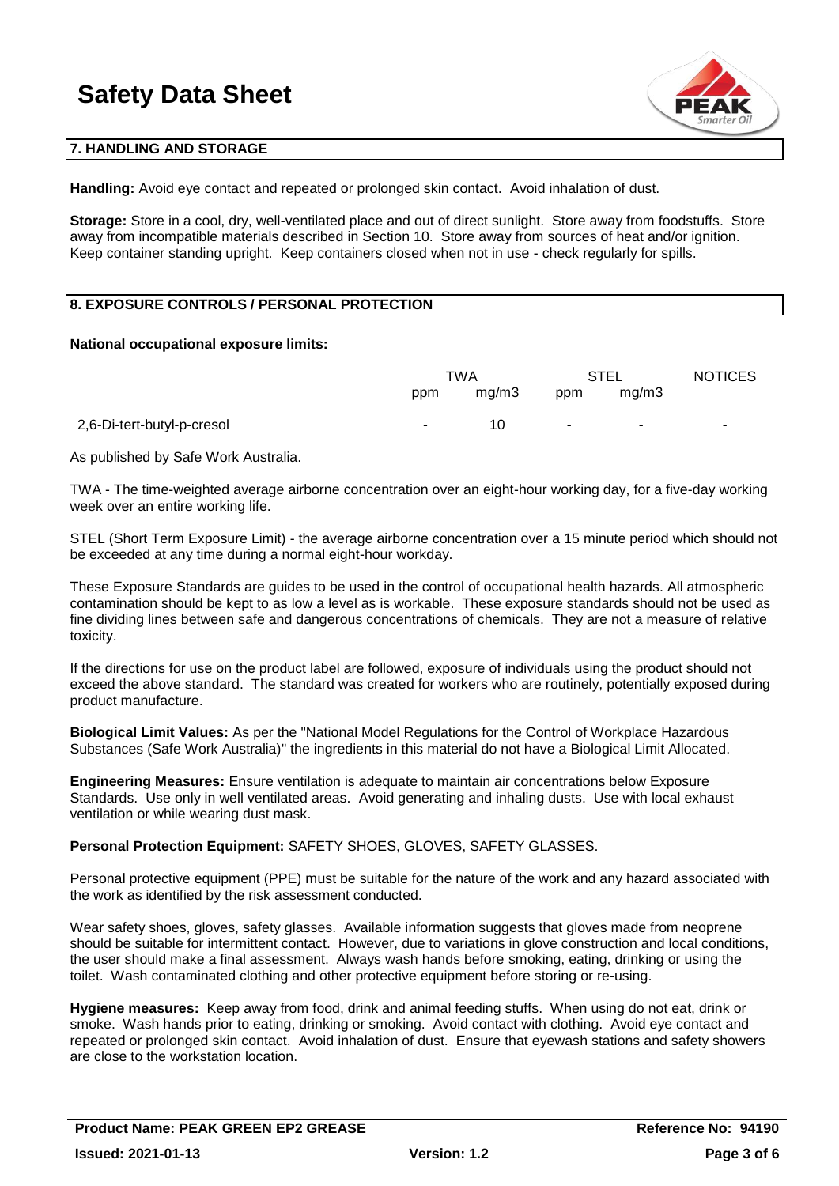## 7. HANDLING AND STORAGE

**Handling:** Avoid eye contact and repeated or prolonged skin contact. Avoid inhalation of dust.

**Storage:** Store in a cool, dry, well-ventilated place and out of direct sunlight. Store away from foodstuffs. Store away from incompatible materials described in Section 10. Store away from sources of heat and/or ignition. Keep container standing upright. Keep containers closed when not in use - check regularly for spills.

## 8. EXPOSURE CONTROLS / PERSONAL PROTECTION

**National occupational exposure limits:**

| | TWA | | STEL | | NOTICES |
|---|---|---|---|---|---|
| | ppm | mg/m3 | ppm | mg/m3 | |
| 2,6-Di-tert-butyl-p-cresol | - | 10 | - | - | - |

As published by Safe Work Australia.

TWA - The time-weighted average airborne concentration over an eight-hour working day, for a five-day working week over an entire working life.

STEL (Short Term Exposure Limit) - the average airborne concentration over a 15 minute period which should not be exceeded at any time during a normal eight-hour workday.

These Exposure Standards are guides to be used in the control of occupational health hazards. All atmospheric contamination should be kept to as low a level as is workable. These exposure standards should not be used as fine dividing lines between safe and dangerous concentrations of chemicals. They are not a measure of relative toxicity.

If the directions for use on the product label are followed, exposure of individuals using the product should not exceed the above standard. The standard was created for workers who are routinely, potentially exposed during product manufacture.

**Biological Limit Values:** As per the "National Model Regulations for the Control of Workplace Hazardous Substances (Safe Work Australia)" the ingredients in this material do not have a Biological Limit Allocated.

**Engineering Measures:** Ensure ventilation is adequate to maintain air concentrations below Exposure Standards. Use only in well ventilated areas. Avoid generating and inhaling dusts. Use with local exhaust ventilation or while wearing dust mask.

**Personal Protection Equipment:** SAFETY SHOES, GLOVES, SAFETY GLASSES.

Personal protective equipment (PPE) must be suitable for the nature of the work and any hazard associated with the work as identified by the risk assessment conducted.

Wear safety shoes, gloves, safety glasses. Available information suggests that gloves made from neoprene should be suitable for intermittent contact. However, due to variations in glove construction and local conditions, the user should make a final assessment. Always wash hands before smoking, eating, drinking or using the toilet. Wash contaminated clothing and other protective equipment before storing or re-using.

**Hygiene measures:** Keep away from food, drink and animal feeding stuffs. When using do not eat, drink or smoke. Wash hands prior to eating, drinking or smoking. Avoid contact with clothing. Avoid eye contact and repeated or prolonged skin contact. Avoid inhalation of dust. Ensure that eyewash stations and safety showers are close to the workstation location.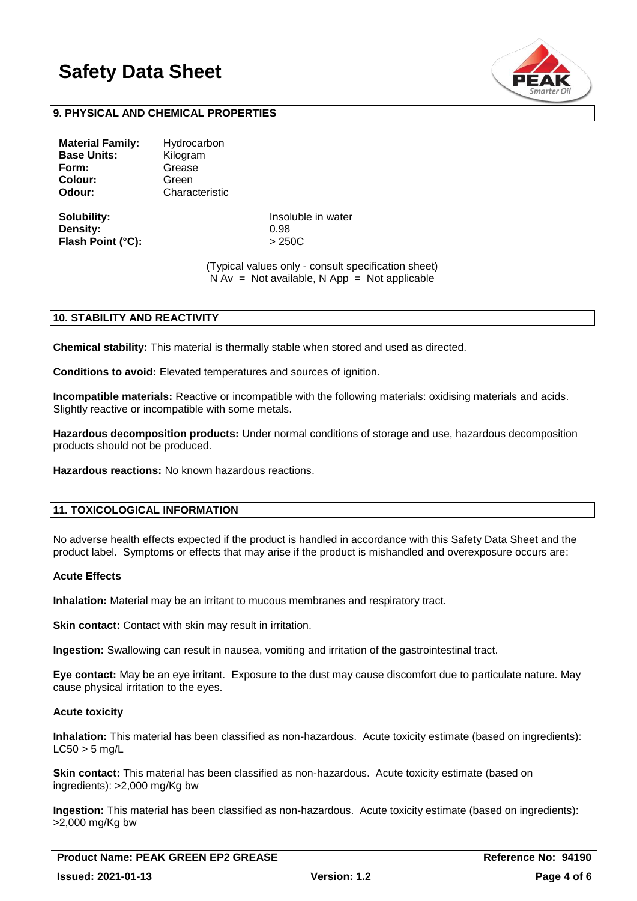## 9. PHYSICAL AND CHEMICAL PROPERTIES

**Material Family:** Hydrocarbon
**Base Units:** Kilogram
**Form:** Grease
**Colour:** Green
**Odour:** Characteristic

**Solubility:** Insoluble in water
**Density:** 0.98
**Flash Point (°C):** > 250C

(Typical values only - consult specification sheet)
N Av = Not available, N App = Not applicable

## 10. STABILITY AND REACTIVITY

**Chemical stability:** This material is thermally stable when stored and used as directed.

**Conditions to avoid:** Elevated temperatures and sources of ignition.

**Incompatible materials:** Reactive or incompatible with the following materials: oxidising materials and acids. Slightly reactive or incompatible with some metals.

**Hazardous decomposition products:** Under normal conditions of storage and use, hazardous decomposition products should not be produced.

**Hazardous reactions:** No known hazardous reactions.

## 11. TOXICOLOGICAL INFORMATION

No adverse health effects expected if the product is handled in accordance with this Safety Data Sheet and the product label. Symptoms or effects that may arise if the product is mishandled and overexposure occurs are:

### Acute Effects

**Inhalation:** Material may be an irritant to mucous membranes and respiratory tract.

**Skin contact:** Contact with skin may result in irritation.

**Ingestion:** Swallowing can result in nausea, vomiting and irritation of the gastrointestinal tract.

**Eye contact:** May be an eye irritant. Exposure to the dust may cause discomfort due to particulate nature. May cause physical irritation to the eyes.

### Acute toxicity

**Inhalation:** This material has been classified as non-hazardous. Acute toxicity estimate (based on ingredients): LC50 > 5 mg/L

**Skin contact:** This material has been classified as non-hazardous. Acute toxicity estimate (based on ingredients): >2,000 mg/Kg bw

**Ingestion:** This material has been classified as non-hazardous. Acute toxicity estimate (based on ingredients): >2,000 mg/Kg bw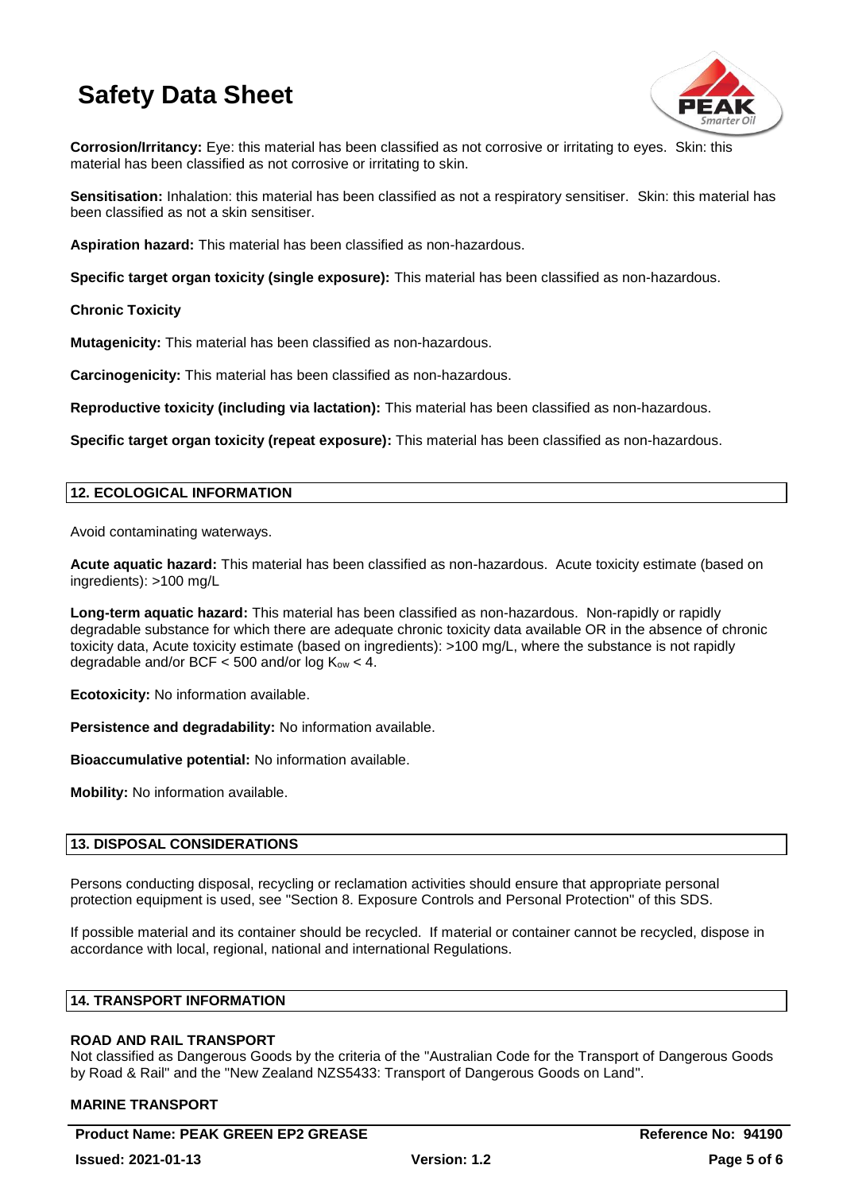**Corrosion/Irritancy:** Eye: this material has been classified as not corrosive or irritating to eyes. Skin: this material has been classified as not corrosive or irritating to skin.

**Sensitisation:** Inhalation: this material has been classified as not a respiratory sensitiser. Skin: this material has been classified as not a skin sensitiser.

**Aspiration hazard:** This material has been classified as non-hazardous.

**Specific target organ toxicity (single exposure):** This material has been classified as non-hazardous.

**Chronic Toxicity**

**Mutagenicity:** This material has been classified as non-hazardous.

**Carcinogenicity:** This material has been classified as non-hazardous.

**Reproductive toxicity (including via lactation):** This material has been classified as non-hazardous.

**Specific target organ toxicity (repeat exposure):** This material has been classified as non-hazardous.

## 12. ECOLOGICAL INFORMATION

Avoid contaminating waterways.

**Acute aquatic hazard:** This material has been classified as non-hazardous. Acute toxicity estimate (based on ingredients): >100 mg/L

**Long-term aquatic hazard:** This material has been classified as non-hazardous. Non-rapidly or rapidly degradable substance for which there are adequate chronic toxicity data available OR in the absence of chronic toxicity data, Acute toxicity estimate (based on ingredients): >100 mg/L, where the substance is not rapidly degradable and/or BCF < 500 and/or log $K_{ow}$ < 4.

**Ecotoxicity:** No information available.

**Persistence and degradability:** No information available.

**Bioaccumulative potential:** No information available.

**Mobility:** No information available.

## 13. DISPOSAL CONSIDERATIONS

Persons conducting disposal, recycling or reclamation activities should ensure that appropriate personal protection equipment is used, see "Section 8. Exposure Controls and Personal Protection" of this SDS.

If possible material and its container should be recycled. If material or container cannot be recycled, dispose in accordance with local, regional, national and international Regulations.

## 14. TRANSPORT INFORMATION

**ROAD AND RAIL TRANSPORT**

Not classified as Dangerous Goods by the criteria of the "Australian Code for the Transport of Dangerous Goods by Road & Rail" and the "New Zealand NZS5433: Transport of Dangerous Goods on Land".

**MARINE TRANSPORT**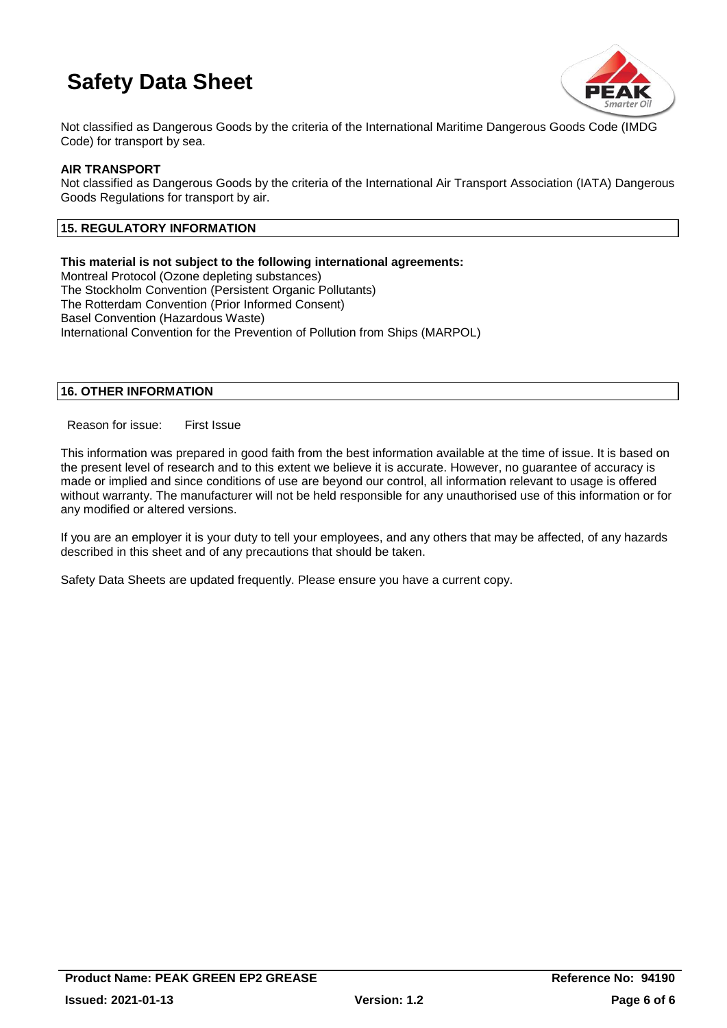Not classified as Dangerous Goods by the criteria of the International Maritime Dangerous Goods Code (IMDG Code) for transport by sea.

**AIR TRANSPORT**

Not classified as Dangerous Goods by the criteria of the International Air Transport Association (IATA) Dangerous Goods Regulations for transport by air.

## 15. REGULATORY INFORMATION

**This material is not subject to the following international agreements:**

Montreal Protocol (Ozone depleting substances)
The Stockholm Convention (Persistent Organic Pollutants)
The Rotterdam Convention (Prior Informed Consent)
Basel Convention (Hazardous Waste)
International Convention for the Prevention of Pollution from Ships (MARPOL)

## 16. OTHER INFORMATION

Reason for issue: First Issue

This information was prepared in good faith from the best information available at the time of issue. It is based on the present level of research and to this extent we believe it is accurate. However, no guarantee of accuracy is made or implied and since conditions of use are beyond our control, all information relevant to usage is offered without warranty. The manufacturer will not be held responsible for any unauthorised use of this information or for any modified or altered versions.

If you are an employer it is your duty to tell your employees, and any others that may be affected, of any hazards described in this sheet and of any precautions that should be taken.

Safety Data Sheets are updated frequently. Please ensure you have a current copy.